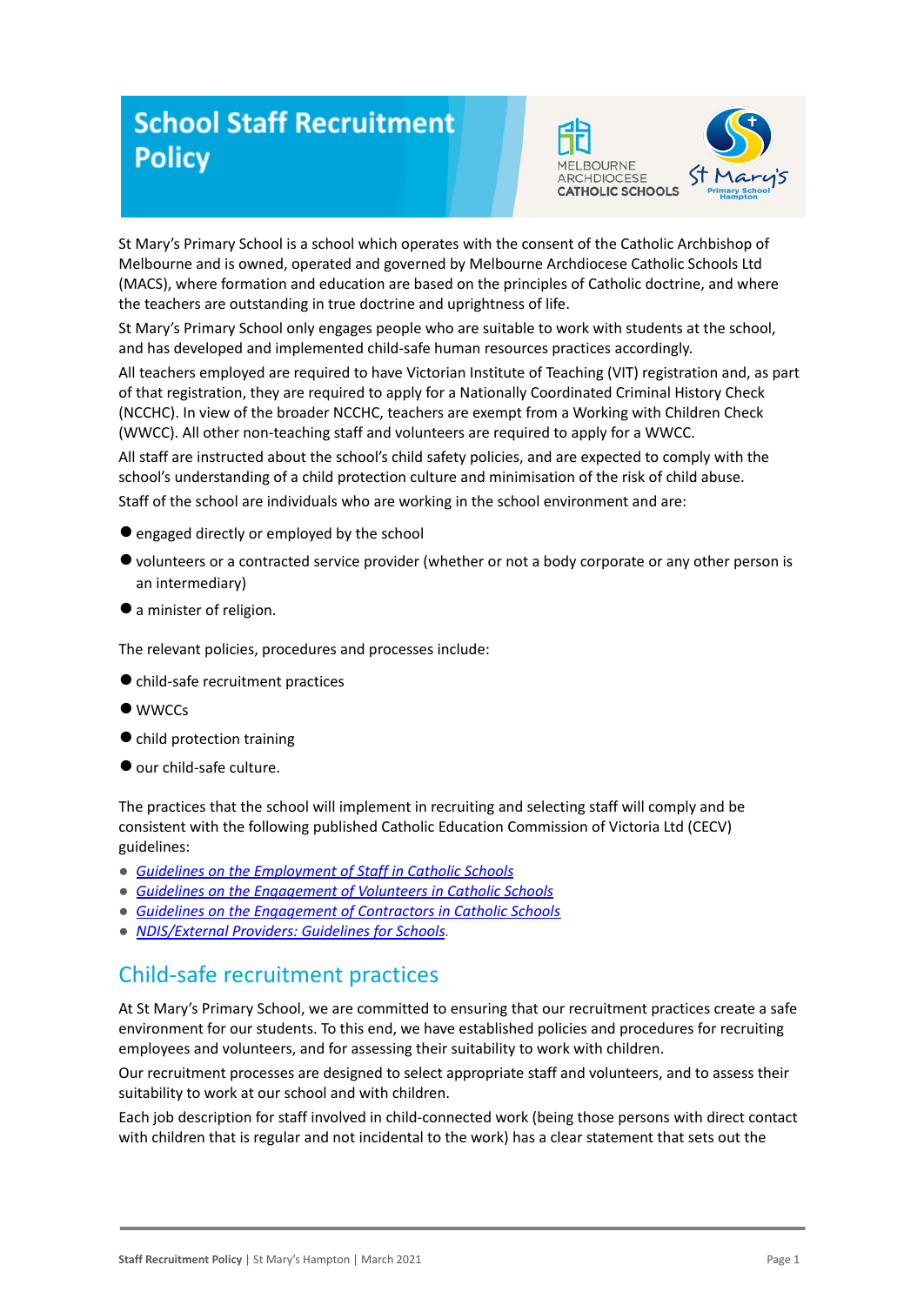# School Staff Recruitment Policy

St Mary's Primary School is a school which operates with the consent of the Catholic Archbishop of Melbourne and is owned, operated and governed by Melbourne Archdiocese Catholic Schools Ltd (MACS), where formation and education are based on the principles of Catholic doctrine, and where the teachers are outstanding in true doctrine and uprightness of life.

St Mary's Primary School only engages people who are suitable to work with students at the school, and has developed and implemented child-safe human resources practices accordingly.

All teachers employed are required to have Victorian Institute of Teaching (VIT) registration and, as part of that registration, they are required to apply for a Nationally Coordinated Criminal History Check (NCCHC). In view of the broader NCCHC, teachers are exempt from a Working with Children Check (WWCC). All other non-teaching staff and volunteers are required to apply for a WWCC.

All staff are instructed about the school's child safety policies, and are expected to comply with the school's understanding of a child protection culture and minimisation of the risk of child abuse.

Staff of the school are individuals who are working in the school environment and are:

- engaged directly or employed by the school
- volunteers or a contracted service provider (whether or not a body corporate or any other person is an intermediary)
- a minister of religion.

The relevant policies, procedures and processes include:

- child-safe recruitment practices
- WWCCs
- child protection training
- our child-safe culture.

The practices that the school will implement in recruiting and selecting staff will comply and be consistent with the following published Catholic Education Commission of Victoria Ltd (CECV) guidelines:

- *Guidelines on the Employment of Staff in Catholic Schools*
- *Guidelines on the Engagement of Volunteers in Catholic Schools*
- *Guidelines on the Engagement of Contractors in Catholic Schools*
- *NDIS/External Providers: Guidelines for Schools*.

## Child-safe recruitment practices

At St Mary's Primary School, we are committed to ensuring that our recruitment practices create a safe environment for our students. To this end, we have established policies and procedures for recruiting employees and volunteers, and for assessing their suitability to work with children.

Our recruitment processes are designed to select appropriate staff and volunteers, and to assess their suitability to work at our school and with children.

Each job description for staff involved in child-connected work (being those persons with direct contact with children that is regular and not incidental to the work) has a clear statement that sets out the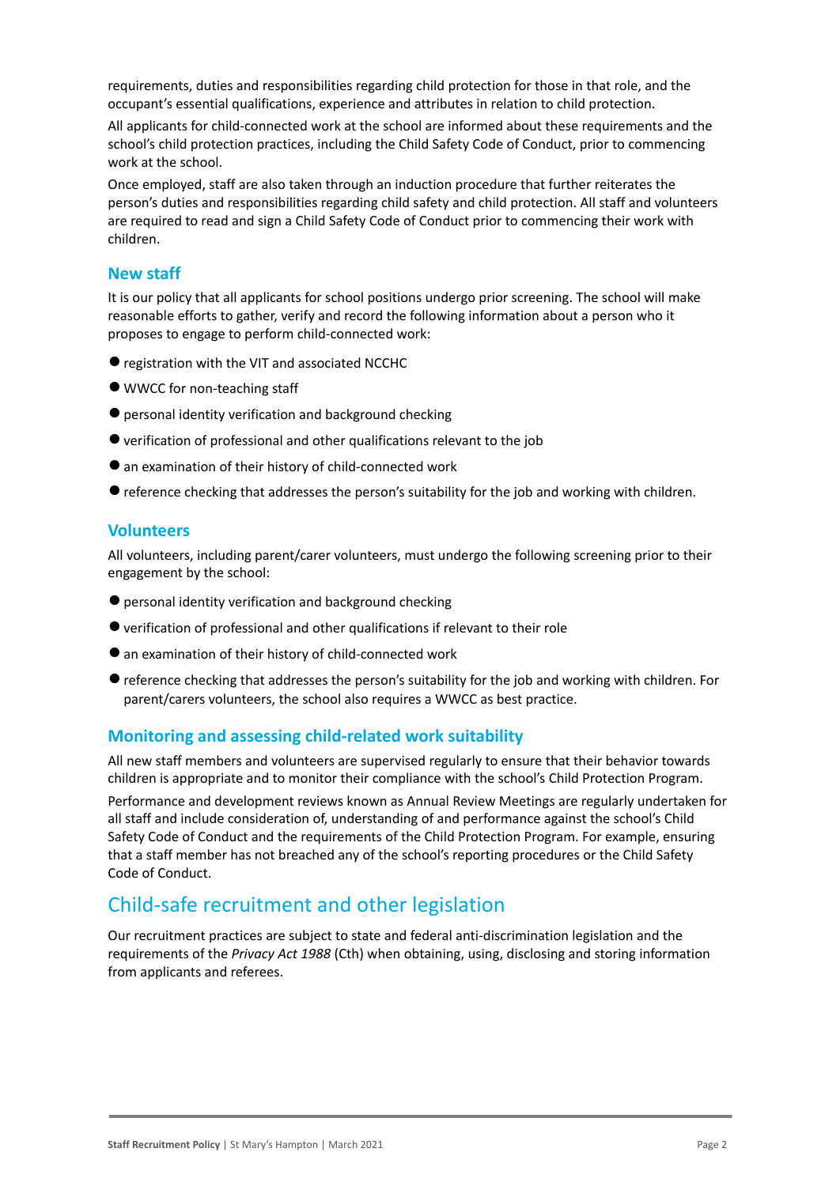requirements, duties and responsibilities regarding child protection for those in that role, and the occupant's essential qualifications, experience and attributes in relation to child protection.

All applicants for child-connected work at the school are informed about these requirements and the school's child protection practices, including the Child Safety Code of Conduct, prior to commencing work at the school.

Once employed, staff are also taken through an induction procedure that further reiterates the person's duties and responsibilities regarding child safety and child protection. All staff and volunteers are required to read and sign a Child Safety Code of Conduct prior to commencing their work with children.

### New staff

It is our policy that all applicants for school positions undergo prior screening. The school will make reasonable efforts to gather, verify and record the following information about a person who it proposes to engage to perform child-connected work:

- registration with the VIT and associated NCCHC
- WWCC for non-teaching staff
- personal identity verification and background checking
- verification of professional and other qualifications relevant to the job
- an examination of their history of child-connected work
- reference checking that addresses the person's suitability for the job and working with children.

### Volunteers

All volunteers, including parent/carer volunteers, must undergo the following screening prior to their engagement by the school:

- personal identity verification and background checking
- verification of professional and other qualifications if relevant to their role
- an examination of their history of child-connected work
- reference checking that addresses the person's suitability for the job and working with children. For parent/carers volunteers, the school also requires a WWCC as best practice.

### Monitoring and assessing child-related work suitability

All new staff members and volunteers are supervised regularly to ensure that their behavior towards children is appropriate and to monitor their compliance with the school's Child Protection Program.

Performance and development reviews known as Annual Review Meetings are regularly undertaken for all staff and include consideration of, understanding of and performance against the school's Child Safety Code of Conduct and the requirements of the Child Protection Program. For example, ensuring that a staff member has not breached any of the school's reporting procedures or the Child Safety Code of Conduct.

## Child-safe recruitment and other legislation

Our recruitment practices are subject to state and federal anti-discrimination legislation and the requirements of the *Privacy Act 1988* (Cth) when obtaining, using, disclosing and storing information from applicants and referees.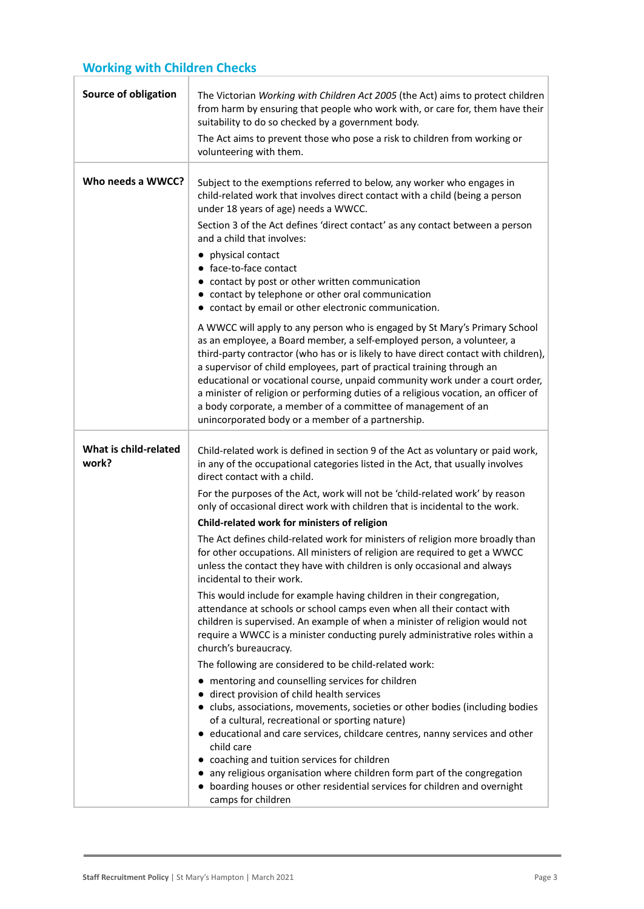## Working with Children Checks

| | |
|---|---|
| **Source of obligation** | The Victorian *Working with Children Act 2005* (the Act) aims to protect children from harm by ensuring that people who work with, or care for, them have their suitability to do so checked by a government body.<br><br>The Act aims to prevent those who pose a risk to children from working or volunteering with them. |
| **Who needs a WWCC?** | Subject to the exemptions referred to below, any worker who engages in child-related work that involves direct contact with a child (being a person under 18 years of age) needs a WWCC.<br><br>Section 3 of the Act defines 'direct contact' as any contact between a person and a child that involves:<br>• physical contact<br>• face-to-face contact<br>• contact by post or other written communication<br>• contact by telephone or other oral communication<br>• contact by email or other electronic communication.<br><br>A WWCC will apply to any person who is engaged by St Mary's Primary School as an employee, a Board member, a self-employed person, a volunteer, a third-party contractor (who has or is likely to have direct contact with children), a supervisor of child employees, part of practical training through an educational or vocational course, unpaid community work under a court order, a minister of religion or performing duties of a religious vocation, an officer of a body corporate, a member of a committee of management of an unincorporated body or a member of a partnership. |
| **What is child-related work?** | Child-related work is defined in section 9 of the Act as voluntary or paid work, in any of the occupational categories listed in the Act, that usually involves direct contact with a child.<br><br>For the purposes of the Act, work will not be 'child-related work' by reason only of occasional direct work with children that is incidental to the work.<br><br>**Child-related work for ministers of religion**<br><br>The Act defines child-related work for ministers of religion more broadly than for other occupations. All ministers of religion are required to get a WWCC unless the contact they have with children is only occasional and always incidental to their work.<br><br>This would include for example having children in their congregation, attendance at schools or school camps even when all their contact with children is supervised. An example of when a minister of religion would not require a WWCC is a minister conducting purely administrative roles within a church's bureaucracy.<br><br>The following are considered to be child-related work:<br>• mentoring and counselling services for children<br>• direct provision of child health services<br>• clubs, associations, movements, societies or other bodies (including bodies of a cultural, recreational or sporting nature)<br>• educational and care services, childcare centres, nanny services and other child care<br>• coaching and tuition services for children<br>• any religious organisation where children form part of the congregation<br>• boarding houses or other residential services for children and overnight camps for children |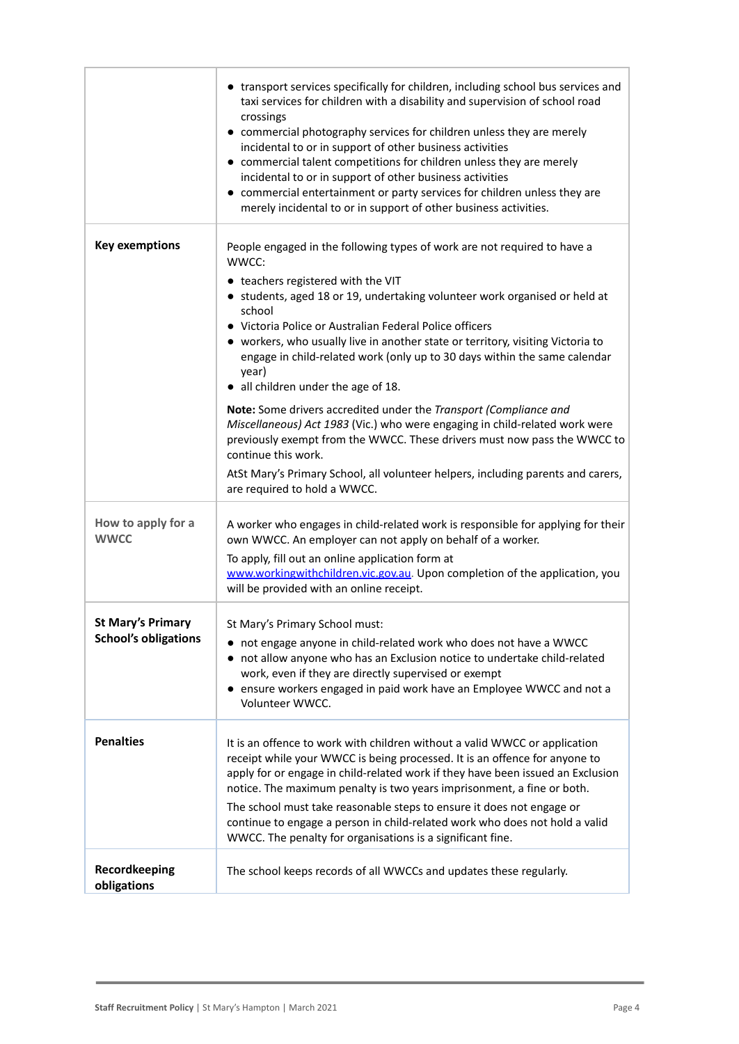| | |
|---|---|
| | • transport services specifically for children, including school bus services and taxi services for children with a disability and supervision of school road crossings<br>• commercial photography services for children unless they are merely incidental to or in support of other business activities<br>• commercial talent competitions for children unless they are merely incidental to or in support of other business activities<br>• commercial entertainment or party services for children unless they are merely incidental to or in support of other business activities. |
| **Key exemptions** | People engaged in the following types of work are not required to have a WWCC:<br>• teachers registered with the VIT<br>• students, aged 18 or 19, undertaking volunteer work organised or held at school<br>• Victoria Police or Australian Federal Police officers<br>• workers, who usually live in another state or territory, visiting Victoria to engage in child-related work (only up to 30 days within the same calendar year)<br>• all children under the age of 18.<br>**Note:** Some drivers accredited under the *Transport (Compliance and Miscellaneous) Act 1983* (Vic.) who were engaging in child-related work were previously exempt from the WWCC. These drivers must now pass the WWCC to continue this work.<br>AtSt Mary's Primary School, all volunteer helpers, including parents and carers, are required to hold a WWCC. |
| **How to apply for a WWCC** | A worker who engages in child-related work is responsible for applying for their own WWCC. An employer can not apply on behalf of a worker.<br>To apply, fill out an online application form at [www.workingwithchildren.vic.gov.au](http://www.workingwithchildren.vic.gov.au). Upon completion of the application, you will be provided with an online receipt. |
| **St Mary's Primary School's obligations** | St Mary's Primary School must:<br>• not engage anyone in child-related work who does not have a WWCC<br>• not allow anyone who has an Exclusion notice to undertake child-related work, even if they are directly supervised or exempt<br>• ensure workers engaged in paid work have an Employee WWCC and not a Volunteer WWCC. |
| **Penalties** | It is an offence to work with children without a valid WWCC or application receipt while your WWCC is being processed. It is an offence for anyone to apply for or engage in child-related work if they have been issued an Exclusion notice. The maximum penalty is two years imprisonment, a fine or both.<br>The school must take reasonable steps to ensure it does not engage or continue to engage a person in child-related work who does not hold a valid WWCC. The penalty for organisations is a significant fine. |
| **Recordkeeping obligations** | The school keeps records of all WWCCs and updates these regularly. |